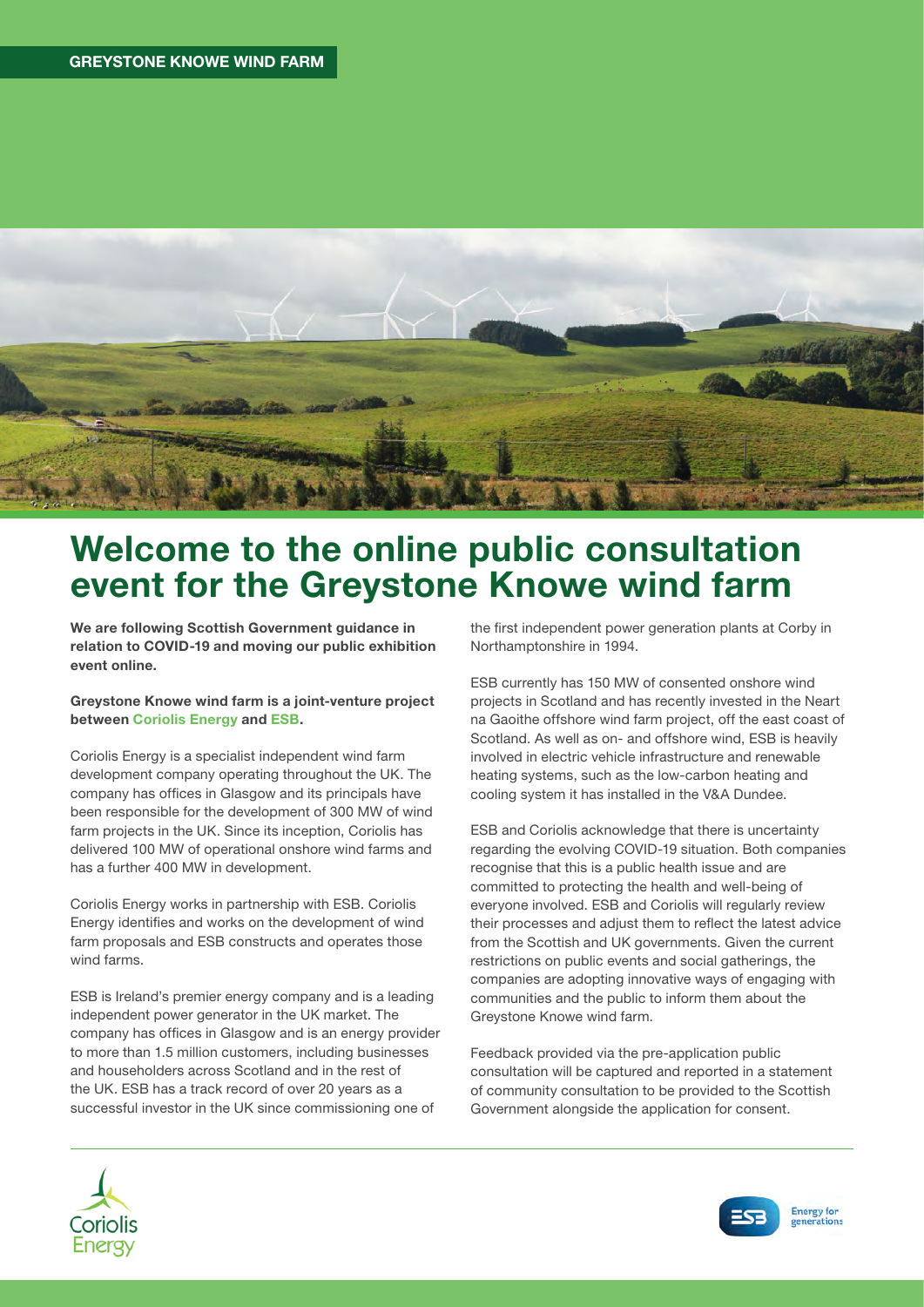GREYSTONE KNOWE WIND FARM

# Welcome to the online public consultation event for the Greystone Knowe wind farm

**We are following Scottish Government guidance in relation to COVID-19 and moving our public exhibition event online.**

**Greystone Knowe wind farm is a joint-venture project between Coriolis Energy and ESB.**

Coriolis Energy is a specialist independent wind farm development company operating throughout the UK. The company has offices in Glasgow and its principals have been responsible for the development of 300 MW of wind farm projects in the UK. Since its inception, Coriolis has delivered 100 MW of operational onshore wind farms and has a further 400 MW in development.

Coriolis Energy works in partnership with ESB. Coriolis Energy identifies and works on the development of wind farm proposals and ESB constructs and operates those wind farms.

ESB is Ireland's premier energy company and is a leading independent power generator in the UK market. The company has offices in Glasgow and is an energy provider to more than 1.5 million customers, including businesses and householders across Scotland and in the rest of the UK. ESB has a track record of over 20 years as a successful investor in the UK since commissioning one of the first independent power generation plants at Corby in Northamptonshire in 1994.

ESB currently has 150 MW of consented onshore wind projects in Scotland and has recently invested in the Neart na Gaoithe offshore wind farm project, off the east coast of Scotland. As well as on- and offshore wind, ESB is heavily involved in electric vehicle infrastructure and renewable heating systems, such as the low-carbon heating and cooling system it has installed in the V&A Dundee.

ESB and Coriolis acknowledge that there is uncertainty regarding the evolving COVID-19 situation. Both companies recognise that this is a public health issue and are committed to protecting the health and well-being of everyone involved. ESB and Coriolis will regularly review their processes and adjust them to reflect the latest advice from the Scottish and UK governments. Given the current restrictions on public events and social gatherings, the companies are adopting innovative ways of engaging with communities and the public to inform them about the Greystone Knowe wind farm.

Feedback provided via the pre-application public consultation will be captured and reported in a statement of community consultation to be provided to the Scottish Government alongside the application for consent.

Coriolis Energy

ESB Energy for generations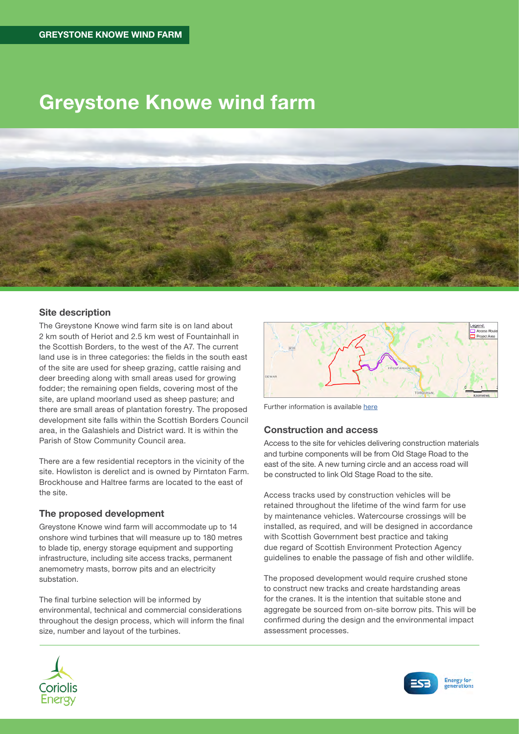GREYSTONE KNOWE WIND FARM

# Greystone Knowe wind farm

## Site description

The Greystone Knowe wind farm site is on land about 2 km south of Heriot and 2.5 km west of Fountainhall in the Scottish Borders, to the west of the A7. The current land use is in three categories: the fields in the south east of the site are used for sheep grazing, cattle raising and deer breeding along with small areas used for growing fodder; the remaining open fields, covering most of the site, are upland moorland used as sheep pasture; and there are small areas of plantation forestry. The proposed development site falls within the Scottish Borders Council area, in the Galashiels and District ward. It is within the Parish of Stow Community Council area.

There are a few residential receptors in the vicinity of the site. Howliston is derelict and is owned by Pirntaton Farm. Brockhouse and Haltree farms are located to the east of the site.

## The proposed development

Greystone Knowe wind farm will accommodate up to 14 onshore wind turbines that will measure up to 180 metres to blade tip, energy storage equipment and supporting infrastructure, including site access tracks, permanent anemometry masts, borrow pits and an electricity substation.

The final turbine selection will be informed by environmental, technical and commercial considerations throughout the design process, which will inform the final size, number and layout of the turbines.

Further information is available [here]

## Construction and access

Access to the site for vehicles delivering construction materials and turbine components will be from Old Stage Road to the east of the site. A new turning circle and an access road will be constructed to link Old Stage Road to the site.

Access tracks used by construction vehicles will be retained throughout the lifetime of the wind farm for use by maintenance vehicles. Watercourse crossings will be installed, as required, and will be designed in accordance with Scottish Government best practice and taking due regard of Scottish Environment Protection Agency guidelines to enable the passage of fish and other wildlife.

The proposed development would require crushed stone to construct new tracks and create hardstanding areas for the cranes. It is the intention that suitable stone and aggregate be sourced from on-site borrow pits. This will be confirmed during the design and the environmental impact assessment processes.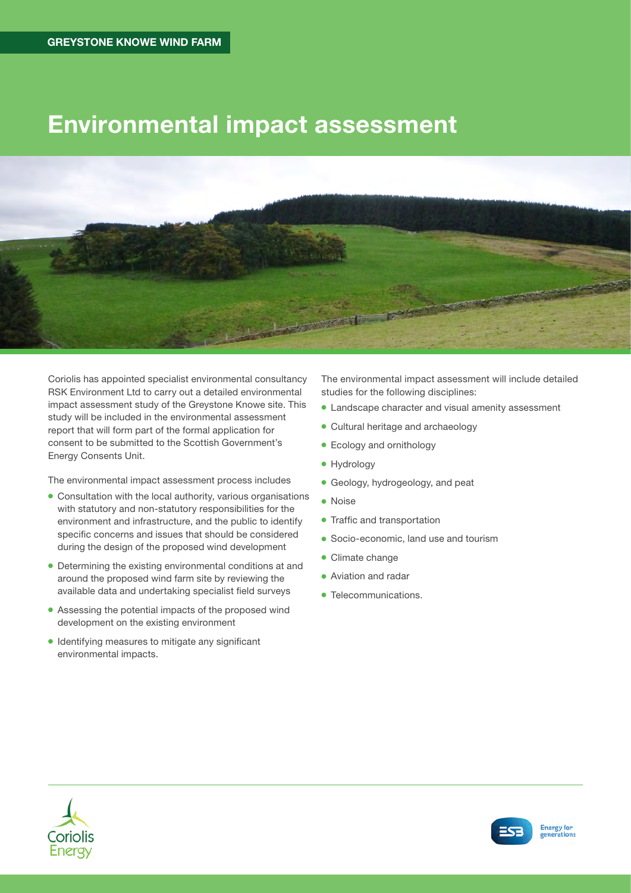GREYSTONE KNOWE WIND FARM

# Environmental impact assessment

Coriolis has appointed specialist environmental consultancy RSK Environment Ltd to carry out a detailed environmental impact assessment study of the Greystone Knowe site. This study will be included in the environmental assessment report that will form part of the formal application for consent to be submitted to the Scottish Government's Energy Consents Unit.

The environmental impact assessment process includes

- Consultation with the local authority, various organisations with statutory and non-statutory responsibilities for the environment and infrastructure, and the public to identify specific concerns and issues that should be considered during the design of the proposed wind development
- Determining the existing environmental conditions at and around the proposed wind farm site by reviewing the available data and undertaking specialist field surveys
- Assessing the potential impacts of the proposed wind development on the existing environment
- Identifying measures to mitigate any significant environmental impacts.

The environmental impact assessment will include detailed studies for the following disciplines:

- Landscape character and visual amenity assessment
- Cultural heritage and archaeology
- Ecology and ornithology
- Hydrology
- Geology, hydrogeology, and peat
- Noise
- Traffic and transportation
- Socio-economic, land use and tourism
- Climate change
- Aviation and radar
- Telecommunications.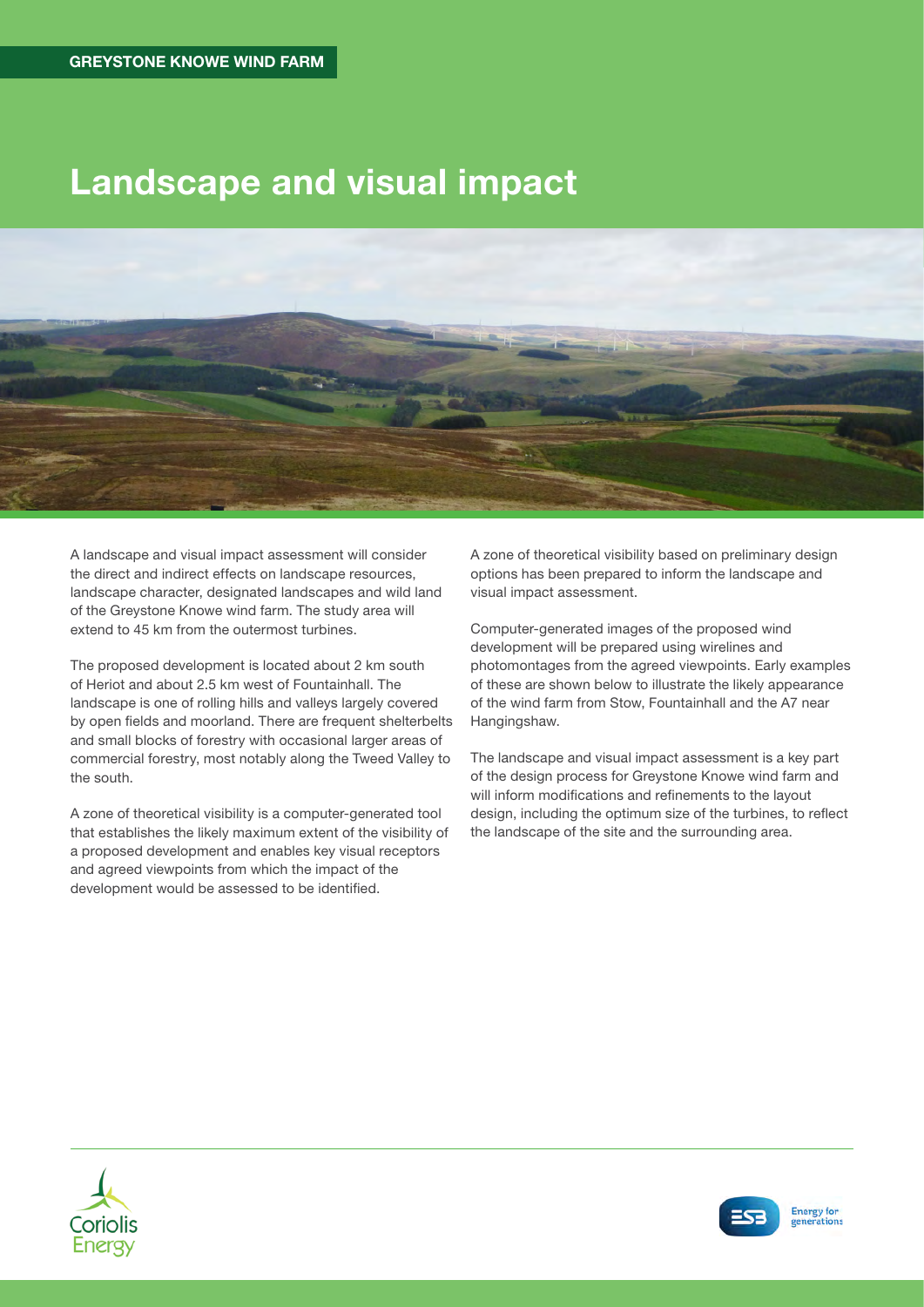GREYSTONE KNOWE WIND FARM

# Landscape and visual impact

A landscape and visual impact assessment will consider the direct and indirect effects on landscape resources, landscape character, designated landscapes and wild land of the Greystone Knowe wind farm. The study area will extend to 45 km from the outermost turbines.

The proposed development is located about 2 km south of Heriot and about 2.5 km west of Fountainhall. The landscape is one of rolling hills and valleys largely covered by open fields and moorland. There are frequent shelterbelts and small blocks of forestry with occasional larger areas of commercial forestry, most notably along the Tweed Valley to the south.

A zone of theoretical visibility is a computer-generated tool that establishes the likely maximum extent of the visibility of a proposed development and enables key visual receptors and agreed viewpoints from which the impact of the development would be assessed to be identified.

A zone of theoretical visibility based on preliminary design options has been prepared to inform the landscape and visual impact assessment.

Computer-generated images of the proposed wind development will be prepared using wirelines and photomontages from the agreed viewpoints. Early examples of these are shown below to illustrate the likely appearance of the wind farm from Stow, Fountainhall and the A7 near Hangingshaw.

The landscape and visual impact assessment is a key part of the design process for Greystone Knowe wind farm and will inform modifications and refinements to the layout design, including the optimum size of the turbines, to reflect the landscape of the site and the surrounding area.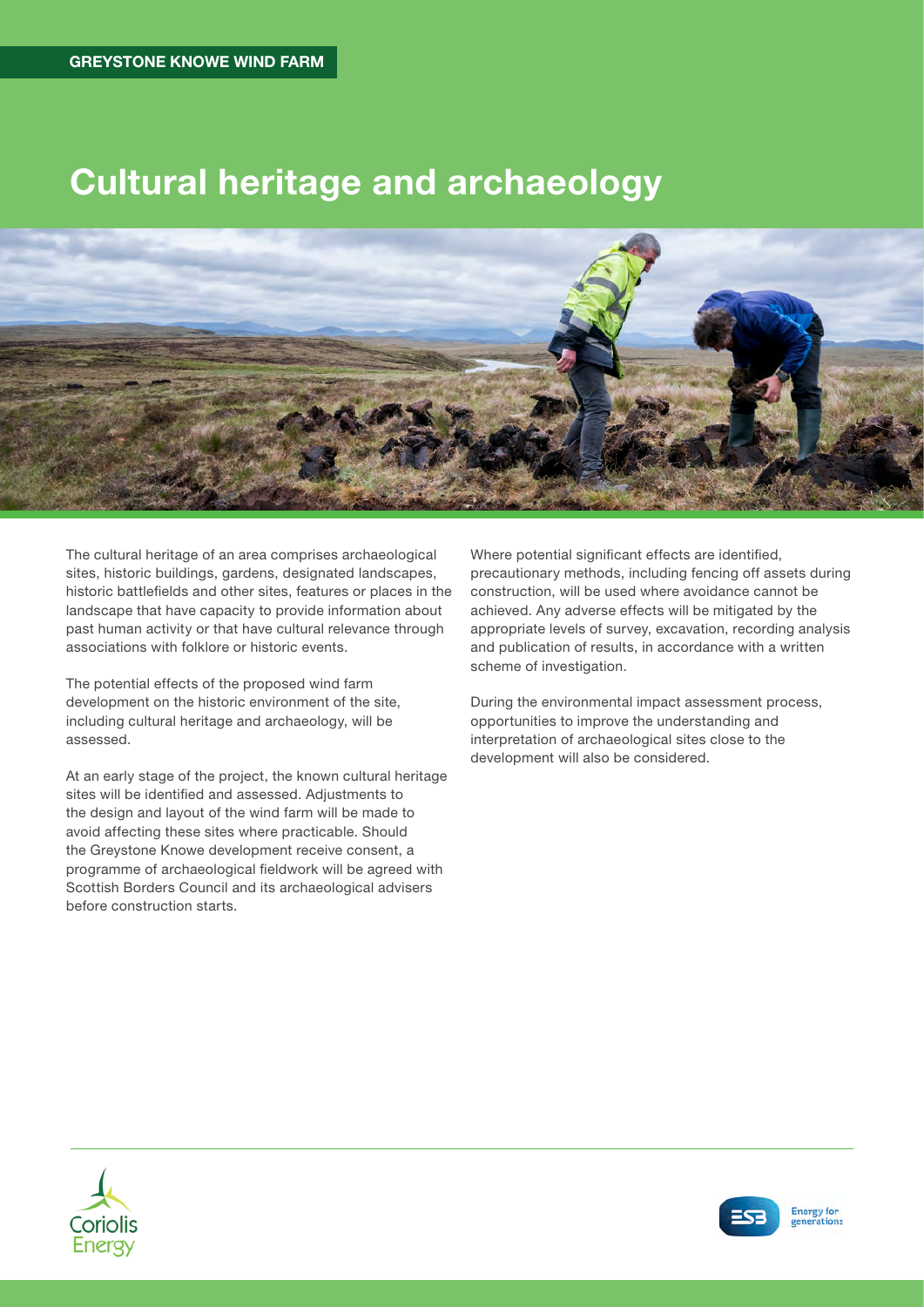# Cultural heritage and archaeology

The cultural heritage of an area comprises archaeological sites, historic buildings, gardens, designated landscapes, historic battlefields and other sites, features or places in the landscape that have capacity to provide information about past human activity or that have cultural relevance through associations with folklore or historic events.

The potential effects of the proposed wind farm development on the historic environment of the site, including cultural heritage and archaeology, will be assessed.

At an early stage of the project, the known cultural heritage sites will be identified and assessed. Adjustments to the design and layout of the wind farm will be made to avoid affecting these sites where practicable. Should the Greystone Knowe development receive consent, a programme of archaeological fieldwork will be agreed with Scottish Borders Council and its archaeological advisers before construction starts.

Where potential significant effects are identified, precautionary methods, including fencing off assets during construction, will be used where avoidance cannot be achieved. Any adverse effects will be mitigated by the appropriate levels of survey, excavation, recording analysis and publication of results, in accordance with a written scheme of investigation.

During the environmental impact assessment process, opportunities to improve the understanding and interpretation of archaeological sites close to the development will also be considered.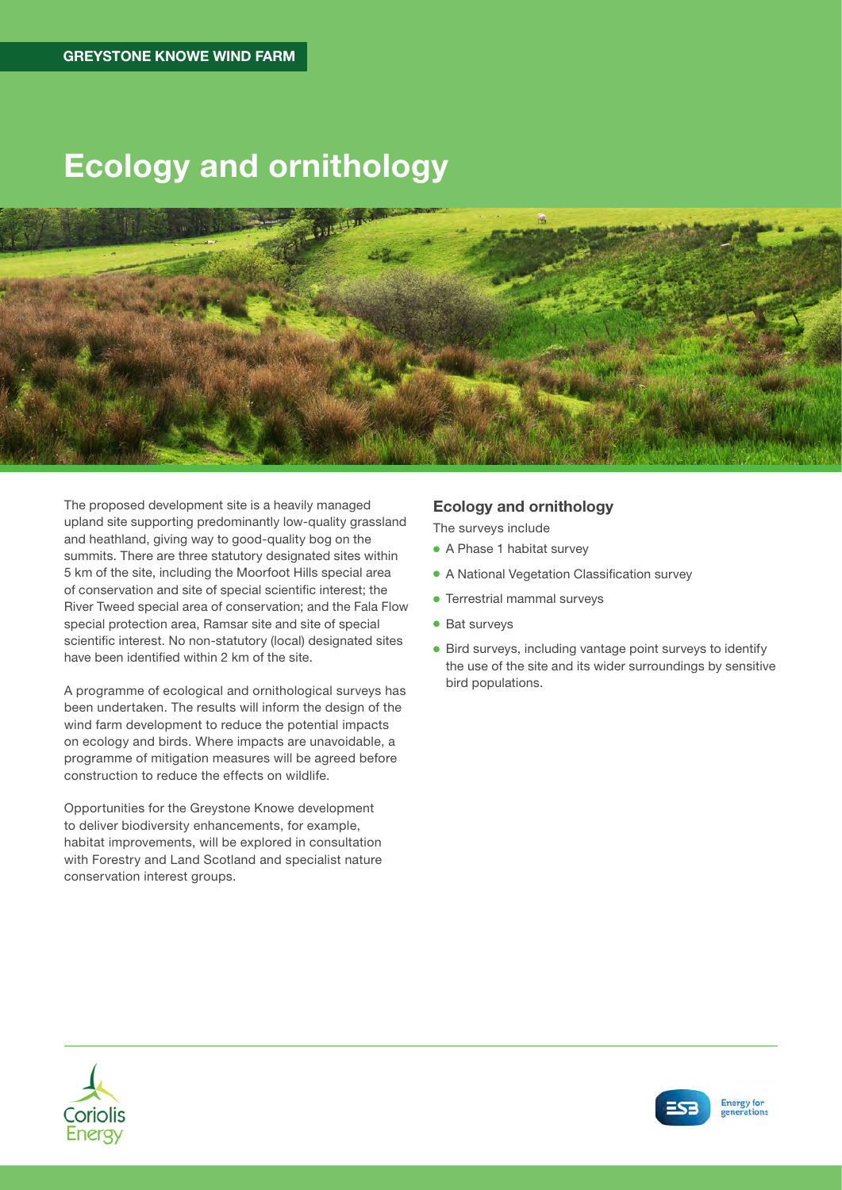GREYSTONE KNOWE WIND FARM

# Ecology and ornithology

The proposed development site is a heavily managed upland site supporting predominantly low-quality grassland and heathland, giving way to good-quality bog on the summits. There are three statutory designated sites within 5 km of the site, including the Moorfoot Hills special area of conservation and site of special scientific interest; the River Tweed special area of conservation; and the Fala Flow special protection area, Ramsar site and site of special scientific interest. No non-statutory (local) designated sites have been identified within 2 km of the site.

A programme of ecological and ornithological surveys has been undertaken. The results will inform the design of the wind farm development to reduce the potential impacts on ecology and birds. Where impacts are unavoidable, a programme of mitigation measures will be agreed before construction to reduce the effects on wildlife.

Opportunities for the Greystone Knowe development to deliver biodiversity enhancements, for example, habitat improvements, will be explored in consultation with Forestry and Land Scotland and specialist nature conservation interest groups.

### Ecology and ornithology

The surveys include

- A Phase 1 habitat survey
- A National Vegetation Classification survey
- Terrestrial mammal surveys
- Bat surveys
- Bird surveys, including vantage point surveys to identify the use of the site and its wider surroundings by sensitive bird populations.

Coriolis Energy

ESB Energy for generations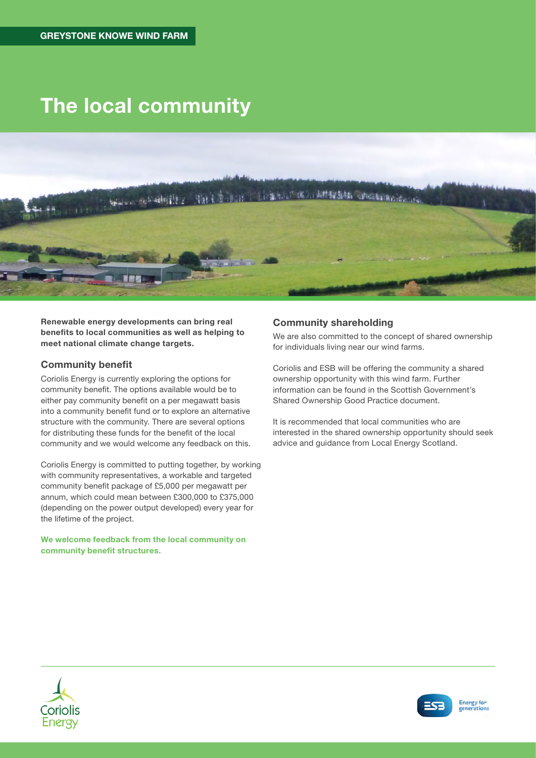GREYSTONE KNOWE WIND FARM

# The local community

**Renewable energy developments can bring real benefits to local communities as well as helping to meet national climate change targets.**

## Community benefit

Coriolis Energy is currently exploring the options for community benefit. The options available would be to either pay community benefit on a per megawatt basis into a community benefit fund or to explore an alternative structure with the community. There are several options for distributing these funds for the benefit of the local community and we would welcome any feedback on this.

Coriolis Energy is committed to putting together, by working with community representatives, a workable and targeted community benefit package of £5,000 per megawatt per annum, which could mean between £300,000 to £375,000 (depending on the power output developed) every year for the lifetime of the project.

**We welcome feedback from the local community on community benefit structures.**

## Community shareholding

We are also committed to the concept of shared ownership for individuals living near our wind farms.

Coriolis and ESB will be offering the community a shared ownership opportunity with this wind farm. Further information can be found in the Scottish Government's Shared Ownership Good Practice document.

It is recommended that local communities who are interested in the shared ownership opportunity should seek advice and guidance from Local Energy Scotland.

Coriolis Energy

ESB Energy for generations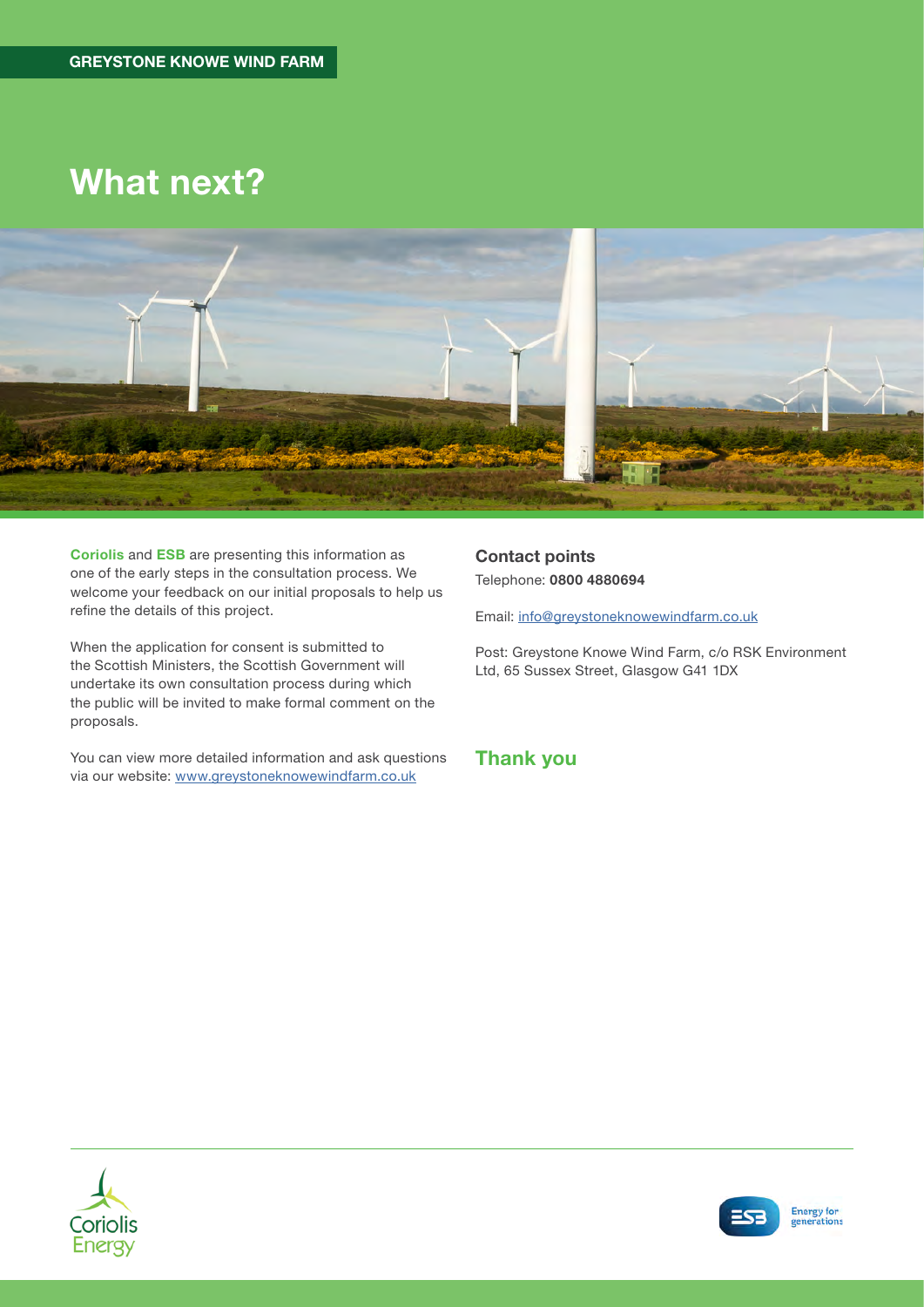GREYSTONE KNOWE WIND FARM

# What next?

**Coriolis** and **ESB** are presenting this information as one of the early steps in the consultation process. We welcome your feedback on our initial proposals to help us refine the details of this project.

When the application for consent is submitted to the Scottish Ministers, the Scottish Government will undertake its own consultation process during which the public will be invited to make formal comment on the proposals.

You can view more detailed information and ask questions via our website: www.greystoneknowewindfarm.co.uk

## Contact points

Telephone: **0800 4880694**

Email: info@greystoneknowewindfarm.co.uk

Post: Greystone Knowe Wind Farm, c/o RSK Environment Ltd, 65 Sussex Street, Glasgow G41 1DX

## Thank you

Coriolis Energy

ESB Energy for generations